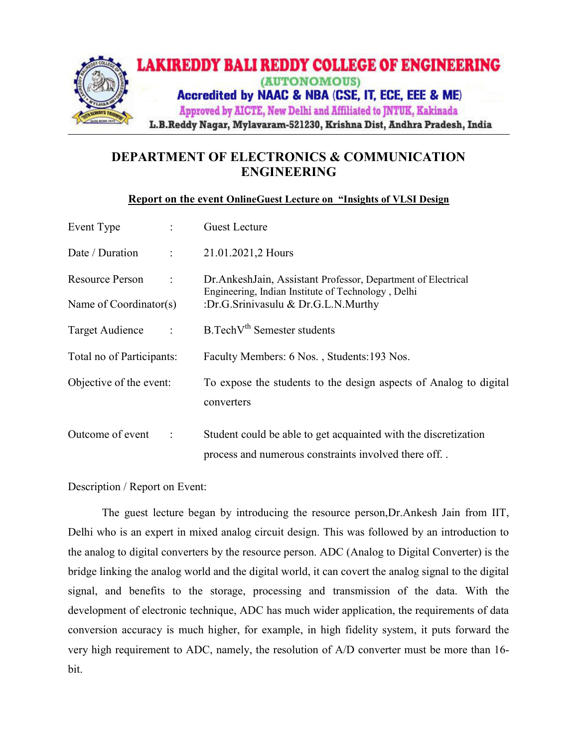**LAKIREDDY BALI REDDY COLLEGE OF ENGINEERING**
(AUTONOMOUS)
Accredited by NAAC & NBA (CSE, IT, ECE, EEE & ME)
Approved by AICTE, New Delhi and Affiliated to JNTUK, Kakinada
L.B.Reddy Nagar, Mylavaram-521230, Krishna Dist, Andhra Pradesh, India

# DEPARTMENT OF ELECTRONICS & COMMUNICATION ENGINEERING

**Report on the event OnlineGuest Lecture on "Insights of VLSI Design**

| | | |
|---|---|---|
| Event Type | : | Guest Lecture |
| Date / Duration | : | 21.01.2021,2 Hours |
| Resource Person | : | Dr.AnkeshJain, Assistant Professor, Department of Electrical Engineering, Indian Institute of Technology , Delhi |
| Name of Coordinator(s) | : | Dr.G.Srinivasulu & Dr.G.L.N.Murthy |
| Target Audience | : | B.TechV$^{th}$ Semester students |
| Total no of Participants: | | Faculty Members: 6 Nos. , Students:193 Nos. |
| Objective of the event: | | To expose the students to the design aspects of Analog to digital converters |
| Outcome of event | : | Student could be able to get acquainted with the discretization process and numerous constraints involved there off. . |

Description / Report on Event:

The guest lecture began by introducing the resource person,Dr.Ankesh Jain from IIT, Delhi who is an expert in mixed analog circuit design. This was followed by an introduction to the analog to digital converters by the resource person. ADC (Analog to Digital Converter) is the bridge linking the analog world and the digital world, it can covert the analog signal to the digital signal, and benefits to the storage, processing and transmission of the data. With the development of electronic technique, ADC has much wider application, the requirements of data conversion accuracy is much higher, for example, in high fidelity system, it puts forward the very high requirement to ADC, namely, the resolution of A/D converter must be more than 16-bit.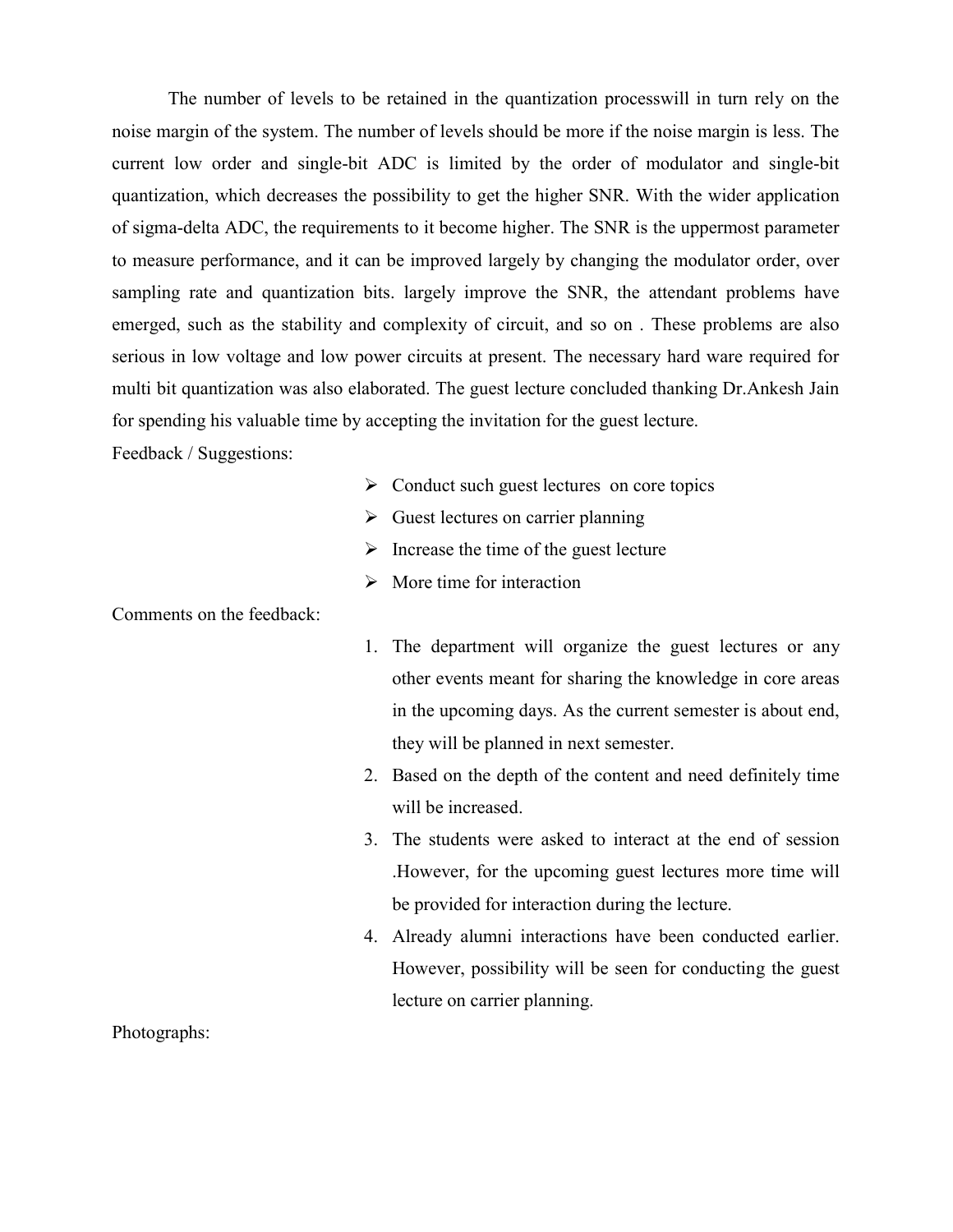The number of levels to be retained in the quantization processwill in turn rely on the noise margin of the system. The number of levels should be more if the noise margin is less. The current low order and single-bit ADC is limited by the order of modulator and single-bit quantization, which decreases the possibility to get the higher SNR. With the wider application of sigma-delta ADC, the requirements to it become higher. The SNR is the uppermost parameter to measure performance, and it can be improved largely by changing the modulator order, over sampling rate and quantization bits. largely improve the SNR, the attendant problems have emerged, such as the stability and complexity of circuit, and so on . These problems are also serious in low voltage and low power circuits at present. The necessary hard ware required for multi bit quantization was also elaborated. The guest lecture concluded thanking Dr.Ankesh Jain for spending his valuable time by accepting the invitation for the guest lecture.

Feedback / Suggestions:

- Conduct such guest lectures on core topics
- Guest lectures on carrier planning
- Increase the time of the guest lecture
- More time for interaction

Comments on the feedback:

1. The department will organize the guest lectures or any other events meant for sharing the knowledge in core areas in the upcoming days. As the current semester is about end, they will be planned in next semester.
2. Based on the depth of the content and need definitely time will be increased.
3. The students were asked to interact at the end of session .However, for the upcoming guest lectures more time will be provided for interaction during the lecture.
4. Already alumni interactions have been conducted earlier. However, possibility will be seen for conducting the guest lecture on carrier planning.

Photographs: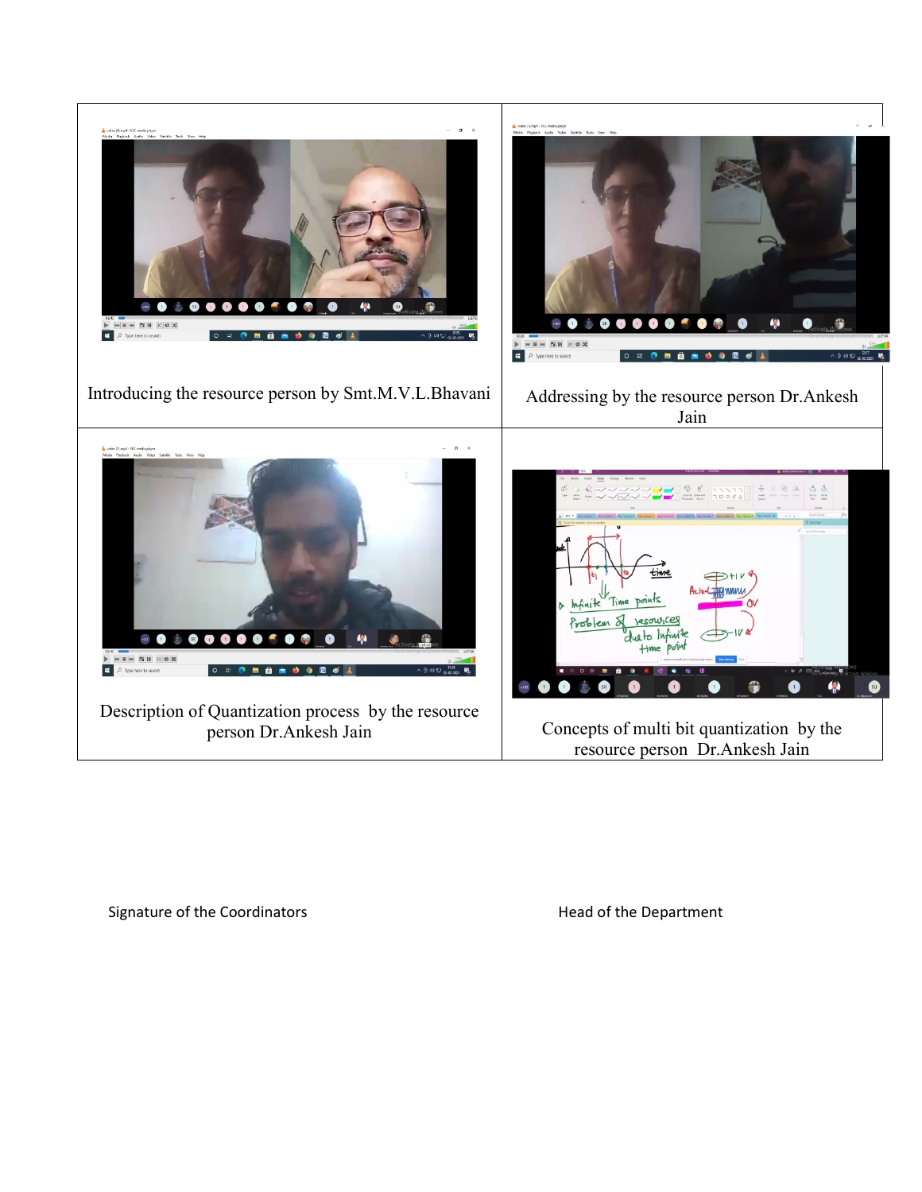| | |
|---|---|
| Introducing the resource person by Smt.M.V.L.Bhavani | Addressing by the resource person Dr.Ankesh Jain |
| Description of Quantization process by the resource person Dr.Ankesh Jain | Concepts of multi bit quantization by the resource person Dr.Ankesh Jain |

Signature of the Coordinators

Head of the Department